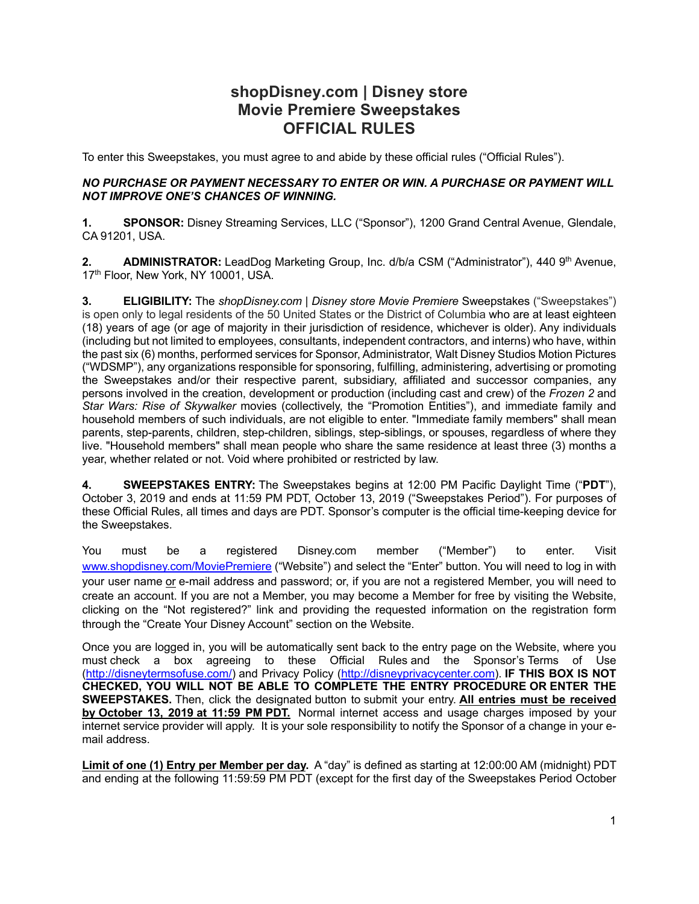# shopDisney.com | Disney store Movie Premiere Sweepstakes OFFICIAL RULES

To enter this Sweepstakes, you must agree to and abide by these official rules ("Official Rules").

***NO PURCHASE OR PAYMENT NECESSARY TO ENTER OR WIN. A PURCHASE OR PAYMENT WILL NOT IMPROVE ONE'S CHANCES OF WINNING.***

**1. SPONSOR:** Disney Streaming Services, LLC ("Sponsor"), 1200 Grand Central Avenue, Glendale, CA 91201, USA.

**2. ADMINISTRATOR:** LeadDog Marketing Group, Inc. d/b/a CSM ("Administrator"), 440 9th Avenue, 17th Floor, New York, NY 10001, USA.

**3. ELIGIBILITY:** The *shopDisney.com | Disney store Movie Premiere* Sweepstakes ("Sweepstakes") is open only to legal residents of the 50 United States or the District of Columbia who are at least eighteen (18) years of age (or age of majority in their jurisdiction of residence, whichever is older). Any individuals (including but not limited to employees, consultants, independent contractors, and interns) who have, within the past six (6) months, performed services for Sponsor, Administrator, Walt Disney Studios Motion Pictures ("WDSMP"), any organizations responsible for sponsoring, fulfilling, administering, advertising or promoting the Sweepstakes and/or their respective parent, subsidiary, affiliated and successor companies, any persons involved in the creation, development or production (including cast and crew) of the *Frozen 2* and *Star Wars: Rise of Skywalker* movies (collectively, the "Promotion Entities"), and immediate family and household members of such individuals, are not eligible to enter. "Immediate family members" shall mean parents, step-parents, children, step-children, siblings, step-siblings, or spouses, regardless of where they live. "Household members" shall mean people who share the same residence at least three (3) months a year, whether related or not. Void where prohibited or restricted by law.

**4. SWEEPSTAKES ENTRY:** The Sweepstakes begins at 12:00 PM Pacific Daylight Time ("**PDT**"), October 3, 2019 and ends at 11:59 PM PDT, October 13, 2019 ("Sweepstakes Period"). For purposes of these Official Rules, all times and days are PDT. Sponsor's computer is the official time-keeping device for the Sweepstakes.

You must be a registered Disney.com member ("Member") to enter. Visit www.shopdisney.com/MoviePremiere ("Website") and select the "Enter" button. You will need to log in with your user name or e-mail address and password; or, if you are not a registered Member, you will need to create an account. If you are not a Member, you may become a Member for free by visiting the Website, clicking on the "Not registered?" link and providing the requested information on the registration form through the "Create Your Disney Account" section on the Website.

Once you are logged in, you will be automatically sent back to the entry page on the Website, where you must check a box agreeing to these Official Rules and the Sponsor's Terms of Use (http://disneytermsofuse.com/) and Privacy Policy (http://disneyprivacycenter.com). **IF THIS BOX IS NOT CHECKED, YOU WILL NOT BE ABLE TO COMPLETE THE ENTRY PROCEDURE OR ENTER THE SWEEPSTAKES.** Then, click the designated button to submit your entry. **All entries must be received by October 13, 2019 at 11:59 PM PDT.** Normal internet access and usage charges imposed by your internet service provider will apply. It is your sole responsibility to notify the Sponsor of a change in your e-mail address.

**Limit of one (1) Entry per Member per day.** A "day" is defined as starting at 12:00:00 AM (midnight) PDT and ending at the following 11:59:59 PM PDT (except for the first day of the Sweepstakes Period October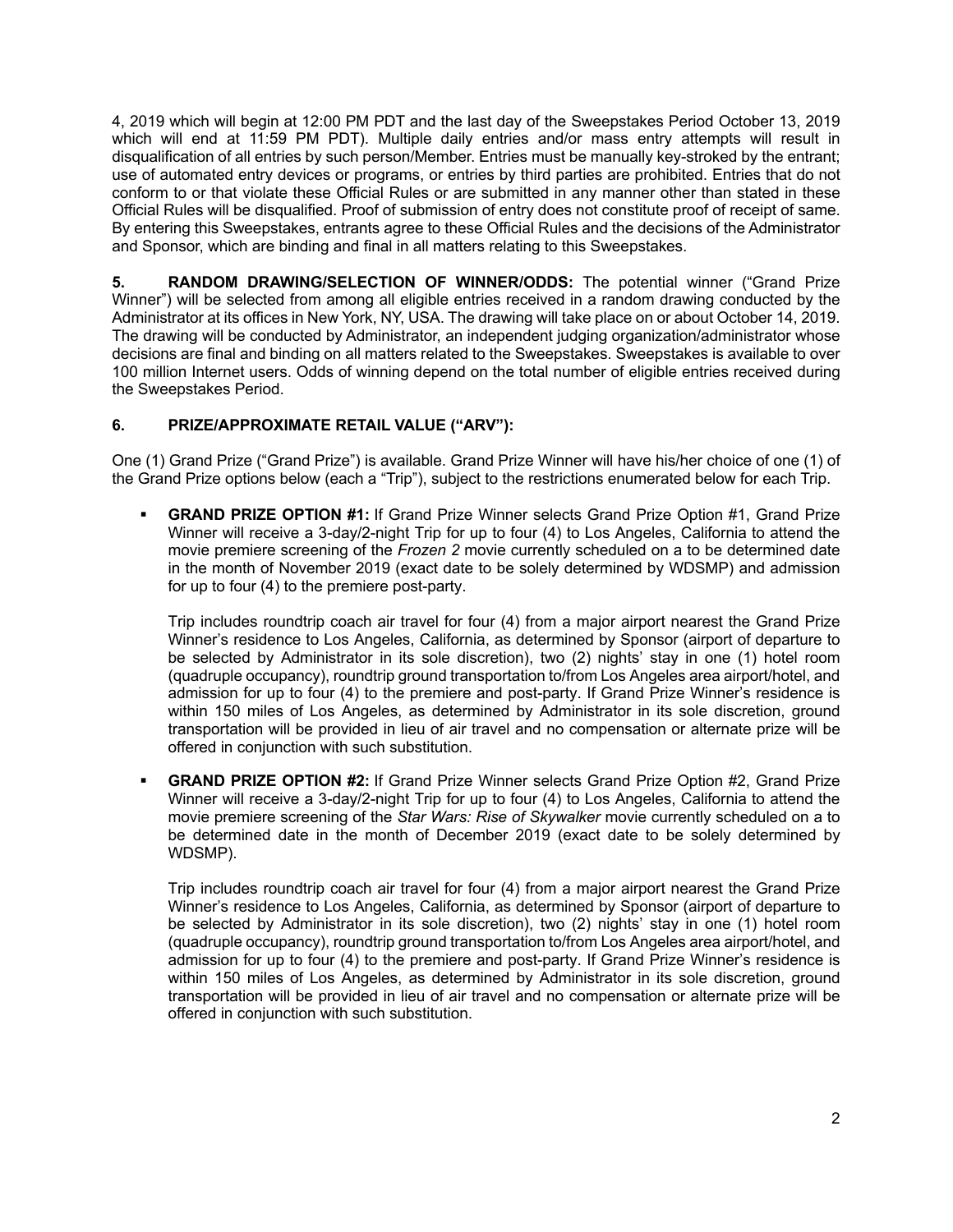4, 2019 which will begin at 12:00 PM PDT and the last day of the Sweepstakes Period October 13, 2019 which will end at 11:59 PM PDT). Multiple daily entries and/or mass entry attempts will result in disqualification of all entries by such person/Member. Entries must be manually key-stroked by the entrant; use of automated entry devices or programs, or entries by third parties are prohibited. Entries that do not conform to or that violate these Official Rules or are submitted in any manner other than stated in these Official Rules will be disqualified. Proof of submission of entry does not constitute proof of receipt of same. By entering this Sweepstakes, entrants agree to these Official Rules and the decisions of the Administrator and Sponsor, which are binding and final in all matters relating to this Sweepstakes.

**5. RANDOM DRAWING/SELECTION OF WINNER/ODDS:** The potential winner ("Grand Prize Winner") will be selected from among all eligible entries received in a random drawing conducted by the Administrator at its offices in New York, NY, USA. The drawing will take place on or about October 14, 2019. The drawing will be conducted by Administrator, an independent judging organization/administrator whose decisions are final and binding on all matters related to the Sweepstakes. Sweepstakes is available to over 100 million Internet users. Odds of winning depend on the total number of eligible entries received during the Sweepstakes Period.

**6. PRIZE/APPROXIMATE RETAIL VALUE ("ARV"):**

One (1) Grand Prize ("Grand Prize") is available. Grand Prize Winner will have his/her choice of one (1) of the Grand Prize options below (each a "Trip"), subject to the restrictions enumerated below for each Trip.

- **GRAND PRIZE OPTION #1:** If Grand Prize Winner selects Grand Prize Option #1, Grand Prize Winner will receive a 3-day/2-night Trip for up to four (4) to Los Angeles, California to attend the movie premiere screening of the *Frozen 2* movie currently scheduled on a to be determined date in the month of November 2019 (exact date to be solely determined by WDSMP) and admission for up to four (4) to the premiere post-party.

  Trip includes roundtrip coach air travel for four (4) from a major airport nearest the Grand Prize Winner's residence to Los Angeles, California, as determined by Sponsor (airport of departure to be selected by Administrator in its sole discretion), two (2) nights' stay in one (1) hotel room (quadruple occupancy), roundtrip ground transportation to/from Los Angeles area airport/hotel, and admission for up to four (4) to the premiere and post-party. If Grand Prize Winner's residence is within 150 miles of Los Angeles, as determined by Administrator in its sole discretion, ground transportation will be provided in lieu of air travel and no compensation or alternate prize will be offered in conjunction with such substitution.

- **GRAND PRIZE OPTION #2:** If Grand Prize Winner selects Grand Prize Option #2, Grand Prize Winner will receive a 3-day/2-night Trip for up to four (4) to Los Angeles, California to attend the movie premiere screening of the *Star Wars: Rise of Skywalker* movie currently scheduled on a to be determined date in the month of December 2019 (exact date to be solely determined by WDSMP).

  Trip includes roundtrip coach air travel for four (4) from a major airport nearest the Grand Prize Winner's residence to Los Angeles, California, as determined by Sponsor (airport of departure to be selected by Administrator in its sole discretion), two (2) nights' stay in one (1) hotel room (quadruple occupancy), roundtrip ground transportation to/from Los Angeles area airport/hotel, and admission for up to four (4) to the premiere and post-party. If Grand Prize Winner's residence is within 150 miles of Los Angeles, as determined by Administrator in its sole discretion, ground transportation will be provided in lieu of air travel and no compensation or alternate prize will be offered in conjunction with such substitution.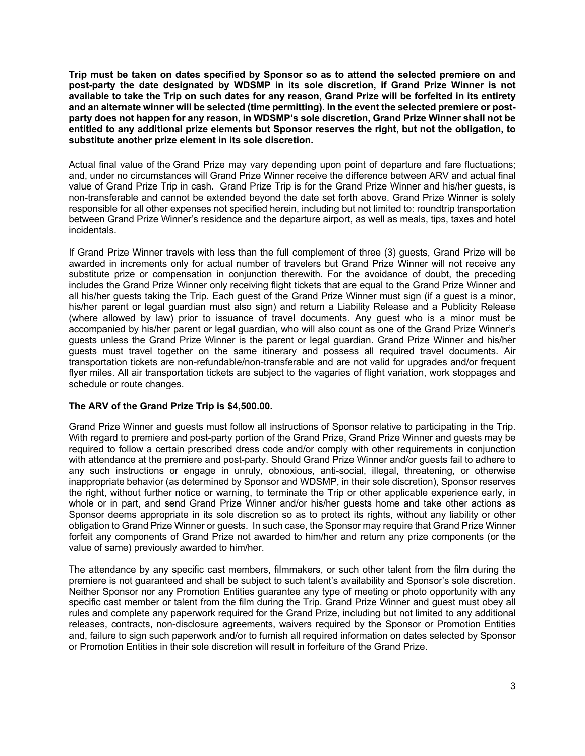**Trip must be taken on dates specified by Sponsor so as to attend the selected premiere on and post-party the date designated by WDSMP in its sole discretion, if Grand Prize Winner is not available to take the Trip on such dates for any reason, Grand Prize will be forfeited in its entirety and an alternate winner will be selected (time permitting). In the event the selected premiere or post-party does not happen for any reason, in WDSMP's sole discretion, Grand Prize Winner shall not be entitled to any additional prize elements but Sponsor reserves the right, but not the obligation, to substitute another prize element in its sole discretion.**

Actual final value of the Grand Prize may vary depending upon point of departure and fare fluctuations; and, under no circumstances will Grand Prize Winner receive the difference between ARV and actual final value of Grand Prize Trip in cash. Grand Prize Trip is for the Grand Prize Winner and his/her guests, is non-transferable and cannot be extended beyond the date set forth above. Grand Prize Winner is solely responsible for all other expenses not specified herein, including but not limited to: roundtrip transportation between Grand Prize Winner's residence and the departure airport, as well as meals, tips, taxes and hotel incidentals.

If Grand Prize Winner travels with less than the full complement of three (3) guests, Grand Prize will be awarded in increments only for actual number of travelers but Grand Prize Winner will not receive any substitute prize or compensation in conjunction therewith. For the avoidance of doubt, the preceding includes the Grand Prize Winner only receiving flight tickets that are equal to the Grand Prize Winner and all his/her guests taking the Trip. Each guest of the Grand Prize Winner must sign (if a guest is a minor, his/her parent or legal guardian must also sign) and return a Liability Release and a Publicity Release (where allowed by law) prior to issuance of travel documents. Any guest who is a minor must be accompanied by his/her parent or legal guardian, who will also count as one of the Grand Prize Winner's guests unless the Grand Prize Winner is the parent or legal guardian. Grand Prize Winner and his/her guests must travel together on the same itinerary and possess all required travel documents. Air transportation tickets are non-refundable/non-transferable and are not valid for upgrades and/or frequent flyer miles. All air transportation tickets are subject to the vagaries of flight variation, work stoppages and schedule or route changes.

**The ARV of the Grand Prize Trip is $4,500.00.**

Grand Prize Winner and guests must follow all instructions of Sponsor relative to participating in the Trip. With regard to premiere and post-party portion of the Grand Prize, Grand Prize Winner and guests may be required to follow a certain prescribed dress code and/or comply with other requirements in conjunction with attendance at the premiere and post-party. Should Grand Prize Winner and/or guests fail to adhere to any such instructions or engage in unruly, obnoxious, anti-social, illegal, threatening, or otherwise inappropriate behavior (as determined by Sponsor and WDSMP, in their sole discretion), Sponsor reserves the right, without further notice or warning, to terminate the Trip or other applicable experience early, in whole or in part, and send Grand Prize Winner and/or his/her guests home and take other actions as Sponsor deems appropriate in its sole discretion so as to protect its rights, without any liability or other obligation to Grand Prize Winner or guests. In such case, the Sponsor may require that Grand Prize Winner forfeit any components of Grand Prize not awarded to him/her and return any prize components (or the value of same) previously awarded to him/her.

The attendance by any specific cast members, filmmakers, or such other talent from the film during the premiere is not guaranteed and shall be subject to such talent's availability and Sponsor's sole discretion. Neither Sponsor nor any Promotion Entities guarantee any type of meeting or photo opportunity with any specific cast member or talent from the film during the Trip. Grand Prize Winner and guest must obey all rules and complete any paperwork required for the Grand Prize, including but not limited to any additional releases, contracts, non-disclosure agreements, waivers required by the Sponsor or Promotion Entities and, failure to sign such paperwork and/or to furnish all required information on dates selected by Sponsor or Promotion Entities in their sole discretion will result in forfeiture of the Grand Prize.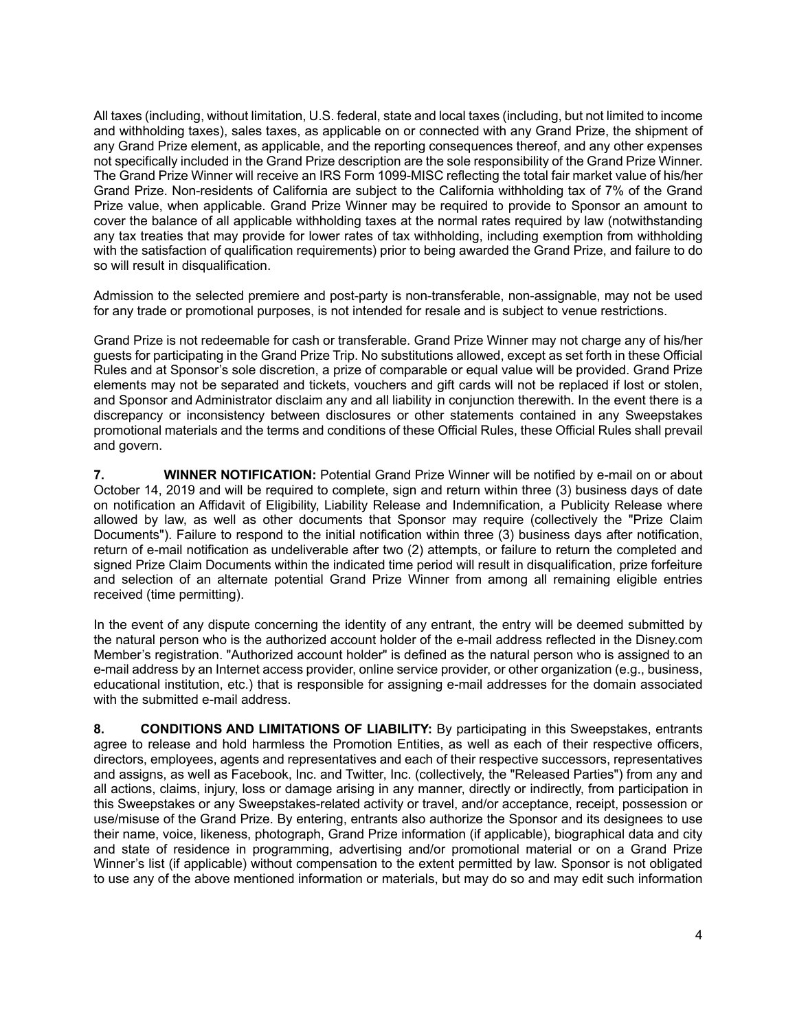All taxes (including, without limitation, U.S. federal, state and local taxes (including, but not limited to income and withholding taxes), sales taxes, as applicable on or connected with any Grand Prize, the shipment of any Grand Prize element, as applicable, and the reporting consequences thereof, and any other expenses not specifically included in the Grand Prize description are the sole responsibility of the Grand Prize Winner. The Grand Prize Winner will receive an IRS Form 1099-MISC reflecting the total fair market value of his/her Grand Prize. Non-residents of California are subject to the California withholding tax of 7% of the Grand Prize value, when applicable. Grand Prize Winner may be required to provide to Sponsor an amount to cover the balance of all applicable withholding taxes at the normal rates required by law (notwithstanding any tax treaties that may provide for lower rates of tax withholding, including exemption from withholding with the satisfaction of qualification requirements) prior to being awarded the Grand Prize, and failure to do so will result in disqualification.

Admission to the selected premiere and post-party is non-transferable, non-assignable, may not be used for any trade or promotional purposes, is not intended for resale and is subject to venue restrictions.

Grand Prize is not redeemable for cash or transferable. Grand Prize Winner may not charge any of his/her guests for participating in the Grand Prize Trip. No substitutions allowed, except as set forth in these Official Rules and at Sponsor's sole discretion, a prize of comparable or equal value will be provided. Grand Prize elements may not be separated and tickets, vouchers and gift cards will not be replaced if lost or stolen, and Sponsor and Administrator disclaim any and all liability in conjunction therewith. In the event there is a discrepancy or inconsistency between disclosures or other statements contained in any Sweepstakes promotional materials and the terms and conditions of these Official Rules, these Official Rules shall prevail and govern.

**7. WINNER NOTIFICATION:** Potential Grand Prize Winner will be notified by e-mail on or about October 14, 2019 and will be required to complete, sign and return within three (3) business days of date on notification an Affidavit of Eligibility, Liability Release and Indemnification, a Publicity Release where allowed by law, as well as other documents that Sponsor may require (collectively the "Prize Claim Documents"). Failure to respond to the initial notification within three (3) business days after notification, return of e-mail notification as undeliverable after two (2) attempts, or failure to return the completed and signed Prize Claim Documents within the indicated time period will result in disqualification, prize forfeiture and selection of an alternate potential Grand Prize Winner from among all remaining eligible entries received (time permitting).

In the event of any dispute concerning the identity of any entrant, the entry will be deemed submitted by the natural person who is the authorized account holder of the e-mail address reflected in the Disney.com Member's registration. "Authorized account holder" is defined as the natural person who is assigned to an e-mail address by an Internet access provider, online service provider, or other organization (e.g., business, educational institution, etc.) that is responsible for assigning e-mail addresses for the domain associated with the submitted e-mail address.

**8. CONDITIONS AND LIMITATIONS OF LIABILITY:** By participating in this Sweepstakes, entrants agree to release and hold harmless the Promotion Entities, as well as each of their respective officers, directors, employees, agents and representatives and each of their respective successors, representatives and assigns, as well as Facebook, Inc. and Twitter, Inc. (collectively, the "Released Parties") from any and all actions, claims, injury, loss or damage arising in any manner, directly or indirectly, from participation in this Sweepstakes or any Sweepstakes-related activity or travel, and/or acceptance, receipt, possession or use/misuse of the Grand Prize. By entering, entrants also authorize the Sponsor and its designees to use their name, voice, likeness, photograph, Grand Prize information (if applicable), biographical data and city and state of residence in programming, advertising and/or promotional material or on a Grand Prize Winner's list (if applicable) without compensation to the extent permitted by law. Sponsor is not obligated to use any of the above mentioned information or materials, but may do so and may edit such information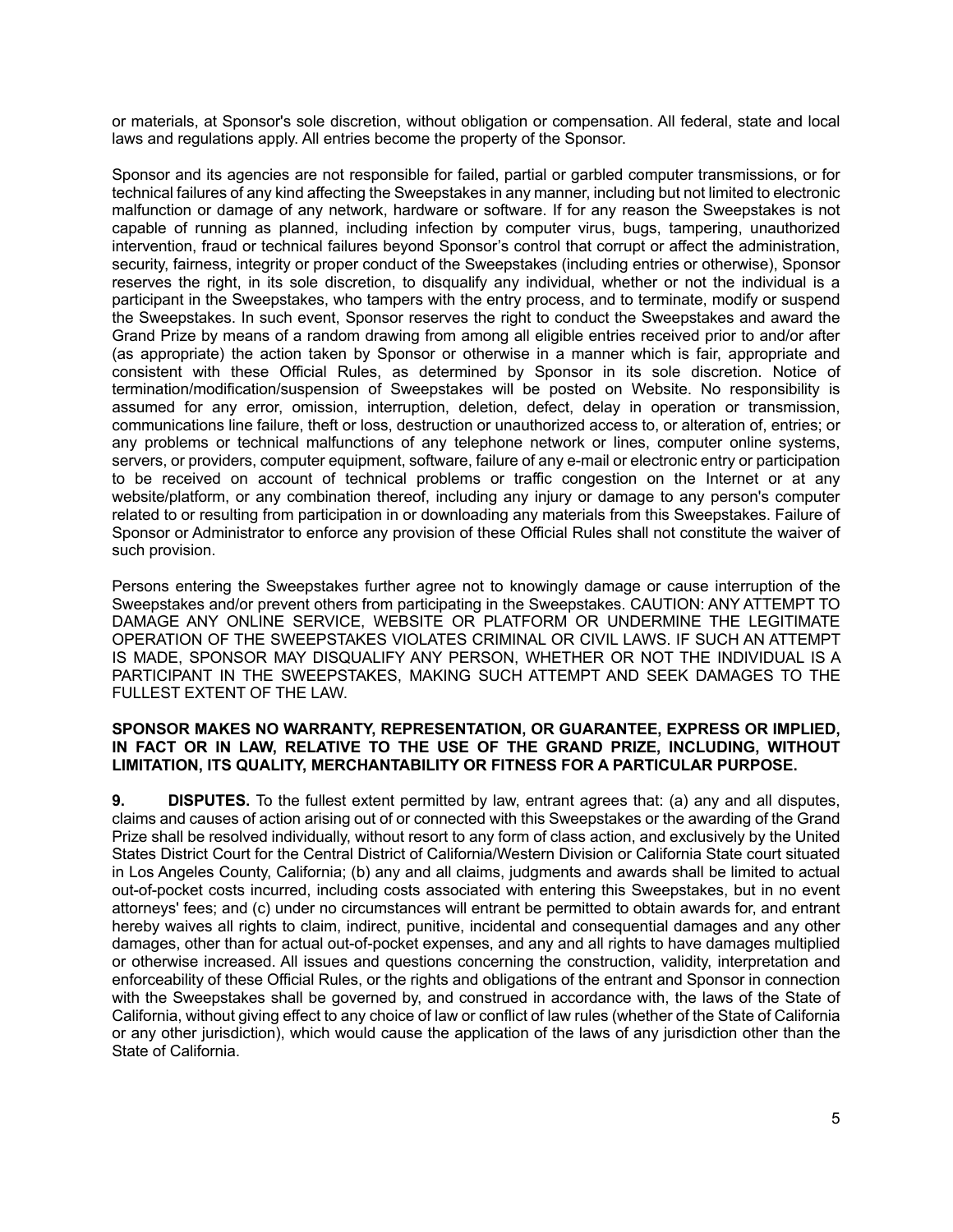or materials, at Sponsor's sole discretion, without obligation or compensation. All federal, state and local laws and regulations apply. All entries become the property of the Sponsor.

Sponsor and its agencies are not responsible for failed, partial or garbled computer transmissions, or for technical failures of any kind affecting the Sweepstakes in any manner, including but not limited to electronic malfunction or damage of any network, hardware or software. If for any reason the Sweepstakes is not capable of running as planned, including infection by computer virus, bugs, tampering, unauthorized intervention, fraud or technical failures beyond Sponsor's control that corrupt or affect the administration, security, fairness, integrity or proper conduct of the Sweepstakes (including entries or otherwise), Sponsor reserves the right, in its sole discretion, to disqualify any individual, whether or not the individual is a participant in the Sweepstakes, who tampers with the entry process, and to terminate, modify or suspend the Sweepstakes. In such event, Sponsor reserves the right to conduct the Sweepstakes and award the Grand Prize by means of a random drawing from among all eligible entries received prior to and/or after (as appropriate) the action taken by Sponsor or otherwise in a manner which is fair, appropriate and consistent with these Official Rules, as determined by Sponsor in its sole discretion. Notice of termination/modification/suspension of Sweepstakes will be posted on Website. No responsibility is assumed for any error, omission, interruption, deletion, defect, delay in operation or transmission, communications line failure, theft or loss, destruction or unauthorized access to, or alteration of, entries; or any problems or technical malfunctions of any telephone network or lines, computer online systems, servers, or providers, computer equipment, software, failure of any e-mail or electronic entry or participation to be received on account of technical problems or traffic congestion on the Internet or at any website/platform, or any combination thereof, including any injury or damage to any person's computer related to or resulting from participation in or downloading any materials from this Sweepstakes. Failure of Sponsor or Administrator to enforce any provision of these Official Rules shall not constitute the waiver of such provision.

Persons entering the Sweepstakes further agree not to knowingly damage or cause interruption of the Sweepstakes and/or prevent others from participating in the Sweepstakes. CAUTION: ANY ATTEMPT TO DAMAGE ANY ONLINE SERVICE, WEBSITE OR PLATFORM OR UNDERMINE THE LEGITIMATE OPERATION OF THE SWEEPSTAKES VIOLATES CRIMINAL OR CIVIL LAWS. IF SUCH AN ATTEMPT IS MADE, SPONSOR MAY DISQUALIFY ANY PERSON, WHETHER OR NOT THE INDIVIDUAL IS A PARTICIPANT IN THE SWEEPSTAKES, MAKING SUCH ATTEMPT AND SEEK DAMAGES TO THE FULLEST EXTENT OF THE LAW.

**SPONSOR MAKES NO WARRANTY, REPRESENTATION, OR GUARANTEE, EXPRESS OR IMPLIED, IN FACT OR IN LAW, RELATIVE TO THE USE OF THE GRAND PRIZE, INCLUDING, WITHOUT LIMITATION, ITS QUALITY, MERCHANTABILITY OR FITNESS FOR A PARTICULAR PURPOSE.**

**9. DISPUTES.** To the fullest extent permitted by law, entrant agrees that: (a) any and all disputes, claims and causes of action arising out of or connected with this Sweepstakes or the awarding of the Grand Prize shall be resolved individually, without resort to any form of class action, and exclusively by the United States District Court for the Central District of California/Western Division or California State court situated in Los Angeles County, California; (b) any and all claims, judgments and awards shall be limited to actual out-of-pocket costs incurred, including costs associated with entering this Sweepstakes, but in no event attorneys' fees; and (c) under no circumstances will entrant be permitted to obtain awards for, and entrant hereby waives all rights to claim, indirect, punitive, incidental and consequential damages and any other damages, other than for actual out-of-pocket expenses, and any and all rights to have damages multiplied or otherwise increased. All issues and questions concerning the construction, validity, interpretation and enforceability of these Official Rules, or the rights and obligations of the entrant and Sponsor in connection with the Sweepstakes shall be governed by, and construed in accordance with, the laws of the State of California, without giving effect to any choice of law or conflict of law rules (whether of the State of California or any other jurisdiction), which would cause the application of the laws of any jurisdiction other than the State of California.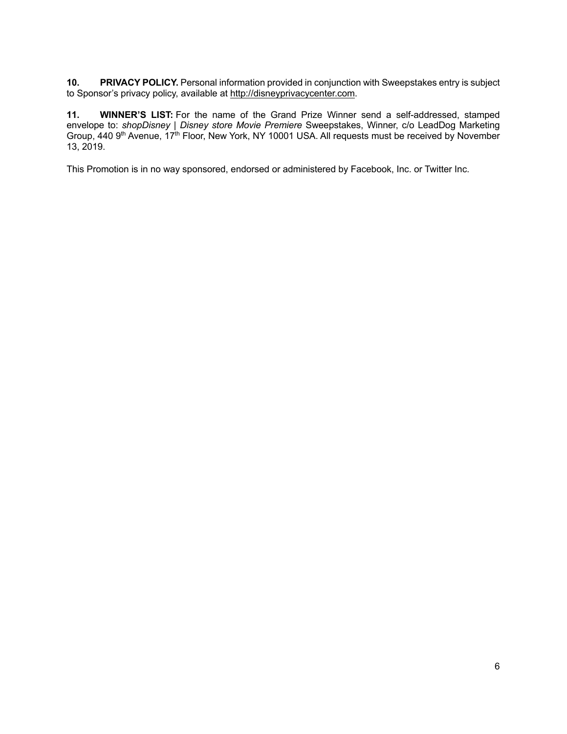**10. PRIVACY POLICY.** Personal information provided in conjunction with Sweepstakes entry is subject to Sponsor's privacy policy, available at http://disneyprivacycenter.com.

**11. WINNER'S LIST:** For the name of the Grand Prize Winner send a self-addressed, stamped envelope to: *shopDisney | Disney store Movie Premiere* Sweepstakes, Winner, c/o LeadDog Marketing Group, 440 9th Avenue, 17th Floor, New York, NY 10001 USA. All requests must be received by November 13, 2019.

This Promotion is in no way sponsored, endorsed or administered by Facebook, Inc. or Twitter Inc.